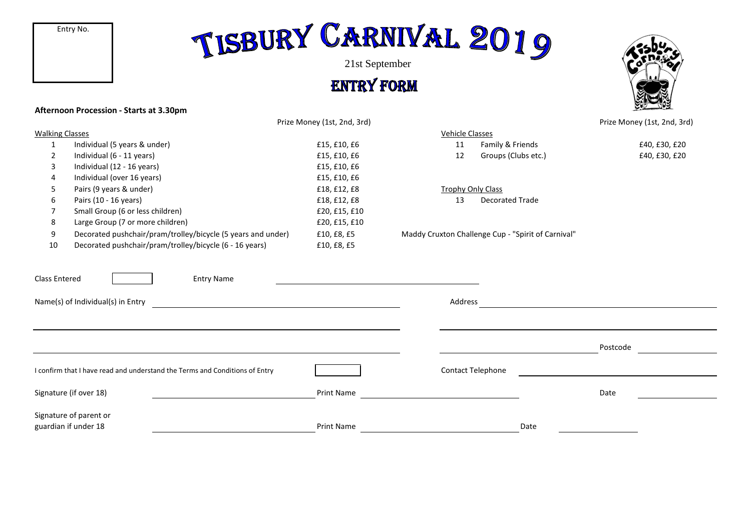Entry No.

# TISBURY CARNIVAL 2019

21st September

## ENTRY FORM

**Afternoon Procession - Starts at 3.30pm**

| Walking Classes | | Prize Money (1st, 2nd, 3rd) |
|---|---|---|
| 1 | Individual (5 years & under) | £15, £10, £6 |
| 2 | Individual (6 - 11 years) | £15, £10, £6 |
| 3 | Individual (12 - 16 years) | £15, £10, £6 |
| 4 | Individual (over 16 years) | £15, £10, £6 |
| 5 | Pairs (9 years & under) | £18, £12, £8 |
| 6 | Pairs (10 - 16 years) | £18, £12, £8 |
| 7 | Small Group (6 or less children) | £20, £15, £10 |
| 8 | Large Group (7 or more children) | £20, £15, £10 |
| 9 | Decorated pushchair/pram/trolley/bicycle (5 years and under) | £10, £8, £5 |
| 10 | Decorated pushchair/pram/trolley/bicycle (6 - 16 years) | £10, £8, £5 |

| Vehicle Classes | | Prize Money (1st, 2nd, 3rd) |
|---|---|---|
| 11 | Family & Friends | £40, £30, £20 |
| 12 | Groups (Clubs etc.) | £40, £30, £20 |

Trophy Only Class

| | |
|---|---|
| 13 | Decorated Trade |

Maddy Cruxton Challenge Cup - "Spirit of Carnival"

Class Entered ☐ Entry Name ____________________

Name(s) of Individual(s) in Entry ____________________

Address ____________________

Postcode ____________________

I confirm that I have read and understand the Terms and Conditions of Entry ☐

Contact Telephone ____________________

Signature (if over 18) ____________________ Print Name ____________________ Date ____________________

Signature of parent or guardian if under 18 ____________________ Print Name ____________________ Date ____________________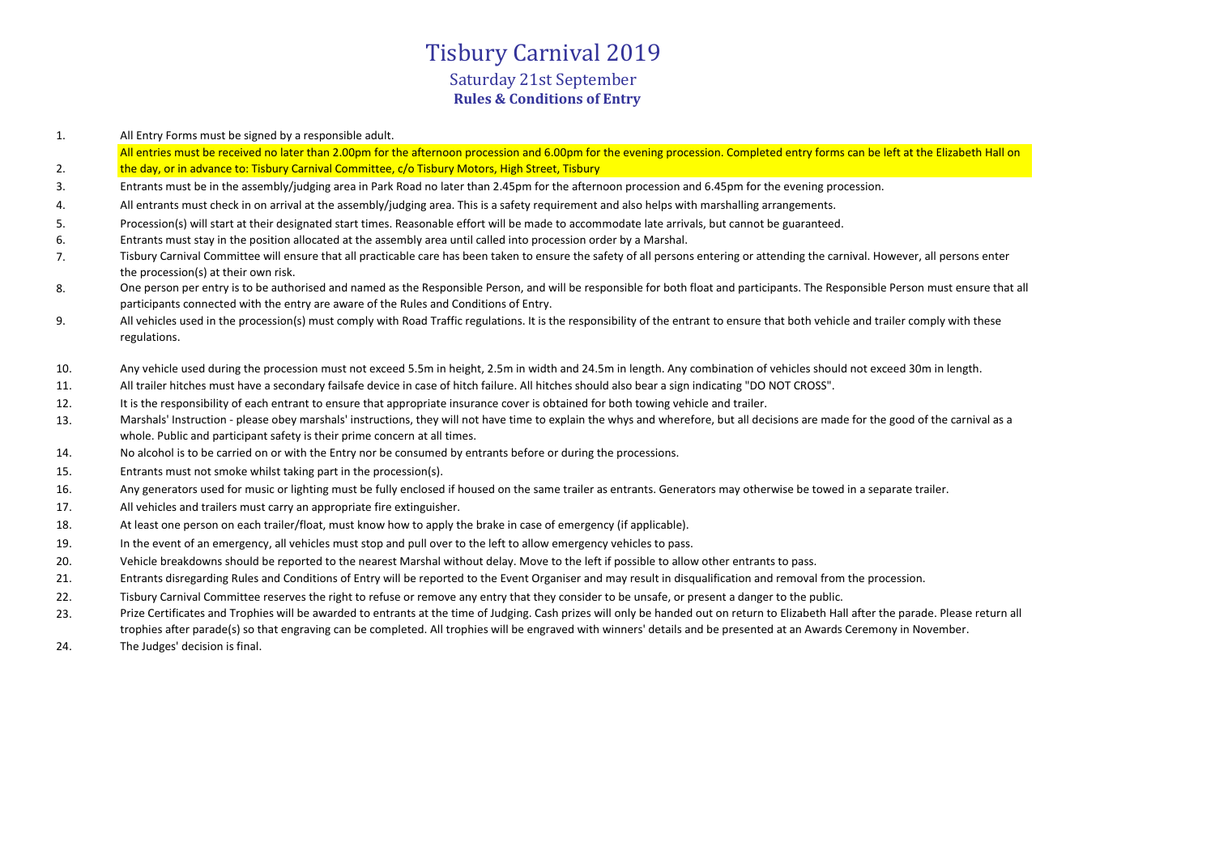# Tisbury Carnival 2019

## Saturday 21st September

### Rules & Conditions of Entry

1. All Entry Forms must be signed by a responsible adult.
2. All entries must be received no later than 2.00pm for the afternoon procession and 6.00pm for the evening procession. Completed entry forms can be left at the Elizabeth Hall on the day, or in advance to: Tisbury Carnival Committee, c/o Tisbury Motors, High Street, Tisbury
3. Entrants must be in the assembly/judging area in Park Road no later than 2.45pm for the afternoon procession and 6.45pm for the evening procession.
4. All entrants must check in on arrival at the assembly/judging area. This is a safety requirement and also helps with marshalling arrangements.
5. Procession(s) will start at their designated start times. Reasonable effort will be made to accommodate late arrivals, but cannot be guaranteed.
6. Entrants must stay in the position allocated at the assembly area until called into procession order by a Marshal.
7. Tisbury Carnival Committee will ensure that all practicable care has been taken to ensure the safety of all persons entering or attending the carnival. However, all persons enter the procession(s) at their own risk.
8. One person per entry is to be authorised and named as the Responsible Person, and will be responsible for both float and participants. The Responsible Person must ensure that all participants connected with the entry are aware of the Rules and Conditions of Entry.
9. All vehicles used in the procession(s) must comply with Road Traffic regulations. It is the responsibility of the entrant to ensure that both vehicle and trailer comply with these regulations.
10. Any vehicle used during the procession must not exceed 5.5m in height, 2.5m in width and 24.5m in length. Any combination of vehicles should not exceed 30m in length.
11. All trailer hitches must have a secondary failsafe device in case of hitch failure. All hitches should also bear a sign indicating "DO NOT CROSS".
12. It is the responsibility of each entrant to ensure that appropriate insurance cover is obtained for both towing vehicle and trailer.
13. Marshals' Instruction - please obey marshals' instructions, they will not have time to explain the whys and wherefore, but all decisions are made for the good of the carnival as a whole. Public and participant safety is their prime concern at all times.
14. No alcohol is to be carried on or with the Entry nor be consumed by entrants before or during the processions.
15. Entrants must not smoke whilst taking part in the procession(s).
16. Any generators used for music or lighting must be fully enclosed if housed on the same trailer as entrants. Generators may otherwise be towed in a separate trailer.
17. All vehicles and trailers must carry an appropriate fire extinguisher.
18. At least one person on each trailer/float, must know how to apply the brake in case of emergency (if applicable).
19. In the event of an emergency, all vehicles must stop and pull over to the left to allow emergency vehicles to pass.
20. Vehicle breakdowns should be reported to the nearest Marshal without delay. Move to the left if possible to allow other entrants to pass.
21. Entrants disregarding Rules and Conditions of Entry will be reported to the Event Organiser and may result in disqualification and removal from the procession.
22. Tisbury Carnival Committee reserves the right to refuse or remove any entry that they consider to be unsafe, or present a danger to the public.
23. Prize Certificates and Trophies will be awarded to entrants at the time of Judging. Cash prizes will only be handed out on return to Elizabeth Hall after the parade. Please return all trophies after parade(s) so that engraving can be completed. All trophies will be engraved with winners' details and be presented at an Awards Ceremony in November.
24. The Judges' decision is final.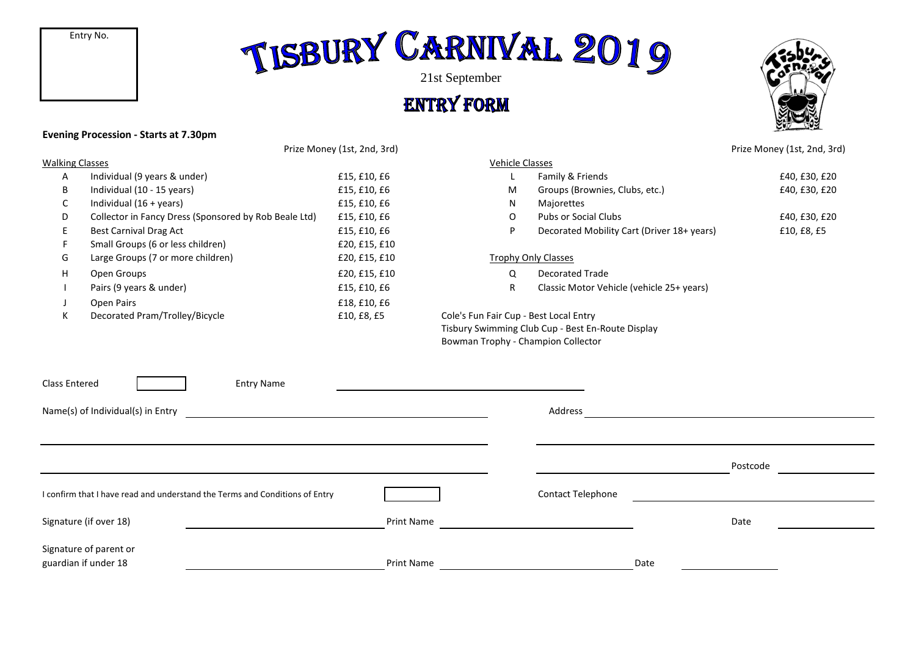Entry No.

# TISBURY CARNIVAL 2019

21st September

## ENTRY FORM

**Evening Procession - Starts at 7.30pm**

| Walking Classes | | Prize Money (1st, 2nd, 3rd) |
|---|---|---|
| A | Individual (9 years & under) | £15, £10, £6 |
| B | Individual (10 - 15 years) | £15, £10, £6 |
| C | Individual (16 + years) | £15, £10, £6 |
| D | Collector in Fancy Dress (Sponsored by Rob Beale Ltd) | £15, £10, £6 |
| E | Best Carnival Drag Act | £15, £10, £6 |
| F | Small Groups (6 or less children) | £20, £15, £10 |
| G | Large Groups (7 or more children) | £20, £15, £10 |
| H | Open Groups | £20, £15, £10 |
| I | Pairs (9 years & under) | £15, £10, £6 |
| J | Open Pairs | £18, £10, £6 |
| K | Decorated Pram/Trolley/Bicycle | £10, £8, £5 |

| Vehicle Classes | | Prize Money (1st, 2nd, 3rd) |
|---|---|---|
| L | Family & Friends | £40, £30, £20 |
| M | Groups (Brownies, Clubs, etc.) | £40, £30, £20 |
| N | Majorettes | |
| O | Pubs or Social Clubs | £40, £30, £20 |
| P | Decorated Mobility Cart (Driver 18+ years) | £10, £8, £5 |

Trophy Only Classes

| | |
|---|---|
| Q | Decorated Trade |
| R | Classic Motor Vehicle (vehicle 25+ years) |

Cole's Fun Fair Cup - Best Local Entry
Tisbury Swimming Club Cup - Best En-Route Display
Bowman Trophy - Champion Collector

Class Entered ______ Entry Name ____________________

Name(s) of Individual(s) in Entry ____________________

Address ____________________

Postcode ____________

I confirm that I have read and understand the Terms and Conditions of Entry ☐

Contact Telephone ____________________

Signature (if over 18) ____________ Print Name ____________ Date ________

Signature of parent or guardian if under 18 ____________ Print Name ____________ Date ________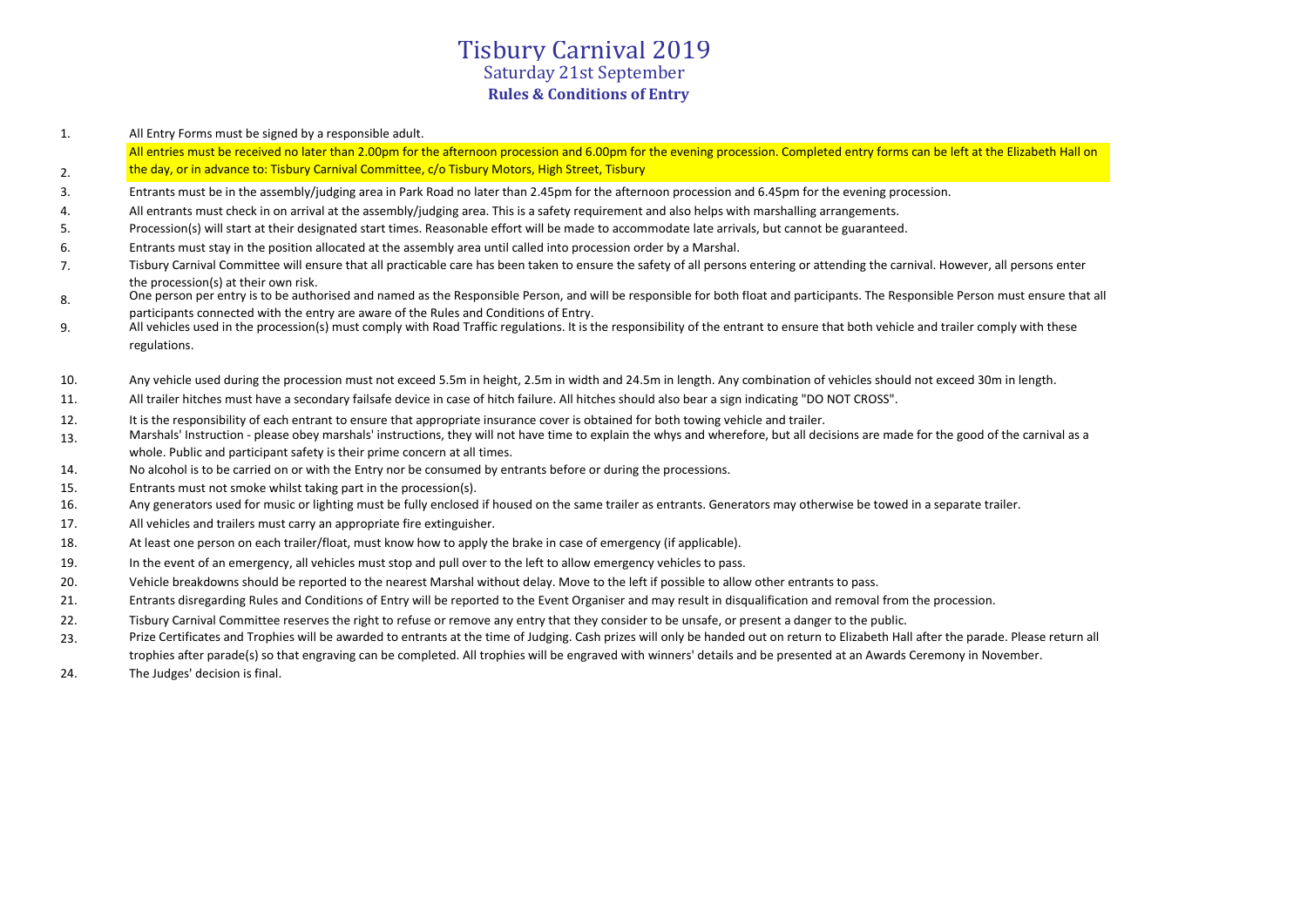# Tisbury Carnival 2019

## Saturday 21st September

### Rules & Conditions of Entry

1. All Entry Forms must be signed by a responsible adult.
2. All entries must be received no later than 2.00pm for the afternoon procession and 6.00pm for the evening procession. Completed entry forms can be left at the Elizabeth Hall on the day, or in advance to: Tisbury Carnival Committee, c/o Tisbury Motors, High Street, Tisbury
3. Entrants must be in the assembly/judging area in Park Road no later than 2.45pm for the afternoon procession and 6.45pm for the evening procession.
4. All entrants must check in on arrival at the assembly/judging area. This is a safety requirement and also helps with marshalling arrangements.
5. Procession(s) will start at their designated start times. Reasonable effort will be made to accommodate late arrivals, but cannot be guaranteed.
6. Entrants must stay in the position allocated at the assembly area until called into procession order by a Marshal.
7. Tisbury Carnival Committee will ensure that all practicable care has been taken to ensure the safety of all persons entering or attending the carnival. However, all persons enter the procession(s) at their own risk.
8. One person per entry is to be authorised and named as the Responsible Person, and will be responsible for both float and participants. The Responsible Person must ensure that all participants connected with the entry are aware of the Rules and Conditions of Entry.
9. All vehicles used in the procession(s) must comply with Road Traffic regulations. It is the responsibility of the entrant to ensure that both vehicle and trailer comply with these regulations.
10. Any vehicle used during the procession must not exceed 5.5m in height, 2.5m in width and 24.5m in length. Any combination of vehicles should not exceed 30m in length.
11. All trailer hitches must have a secondary failsafe device in case of hitch failure. All hitches should also bear a sign indicating "DO NOT CROSS".
12. It is the responsibility of each entrant to ensure that appropriate insurance cover is obtained for both towing vehicle and trailer.
13. Marshals' Instruction - please obey marshals' instructions, they will not have time to explain the whys and wherefore, but all decisions are made for the good of the carnival as a whole. Public and participant safety is their prime concern at all times.
14. No alcohol is to be carried on or with the Entry nor be consumed by entrants before or during the processions.
15. Entrants must not smoke whilst taking part in the procession(s).
16. Any generators used for music or lighting must be fully enclosed if housed on the same trailer as entrants. Generators may otherwise be towed in a separate trailer.
17. All vehicles and trailers must carry an appropriate fire extinguisher.
18. At least one person on each trailer/float, must know how to apply the brake in case of emergency (if applicable).
19. In the event of an emergency, all vehicles must stop and pull over to the left to allow emergency vehicles to pass.
20. Vehicle breakdowns should be reported to the nearest Marshal without delay. Move to the left if possible to allow other entrants to pass.
21. Entrants disregarding Rules and Conditions of Entry will be reported to the Event Organiser and may result in disqualification and removal from the procession.
22. Tisbury Carnival Committee reserves the right to refuse or remove any entry that they consider to be unsafe, or present a danger to the public.
23. Prize Certificates and Trophies will be awarded to entrants at the time of Judging. Cash prizes will only be handed out on return to Elizabeth Hall after the parade. Please return all trophies after parade(s) so that engraving can be completed. All trophies will be engraved with winners' details and be presented at an Awards Ceremony in November.
24. The Judges' decision is final.